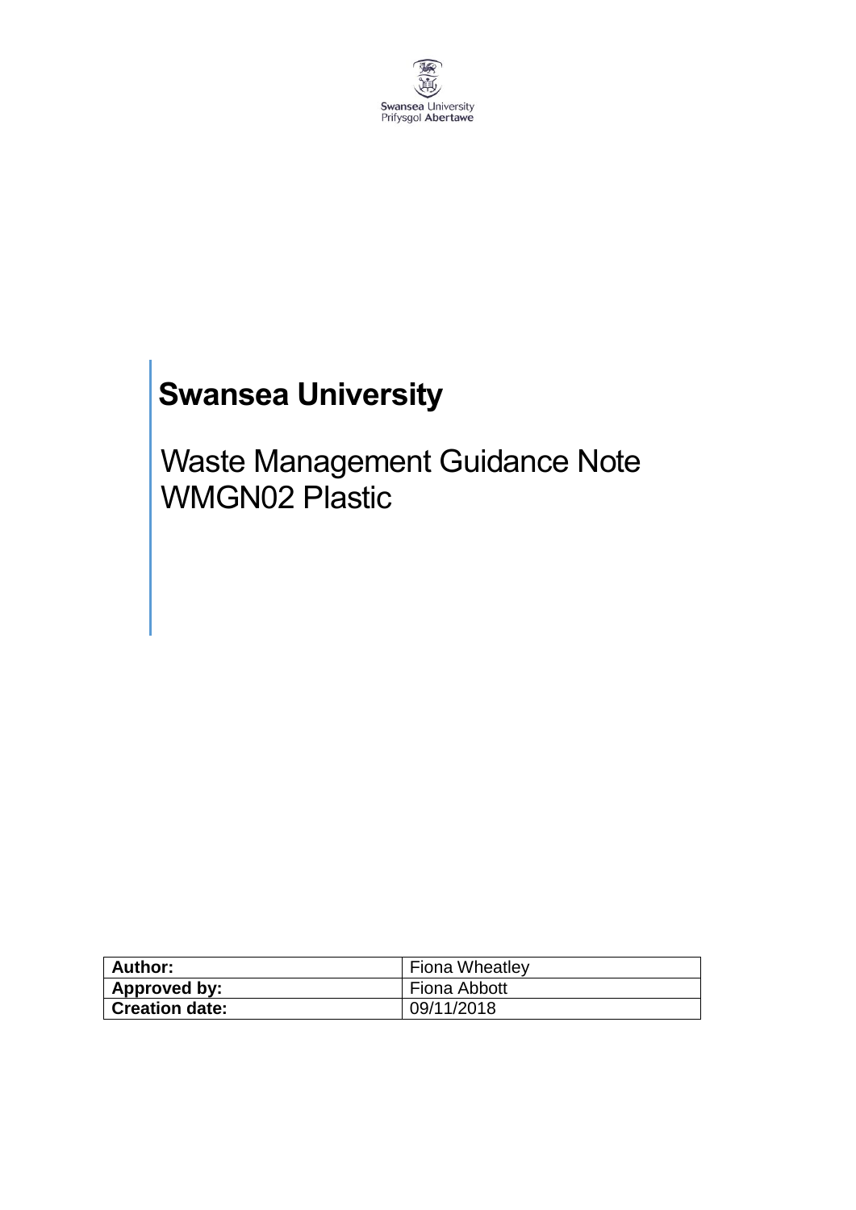Swansea University
Prifysgol Abertawe

# Swansea University

## Waste Management Guidance Note WMGN02 Plastic

| **Author:** | Fiona Wheatley |
|---|---|
| **Approved by:** | Fiona Abbott |
| **Creation date:** | 09/11/2018 |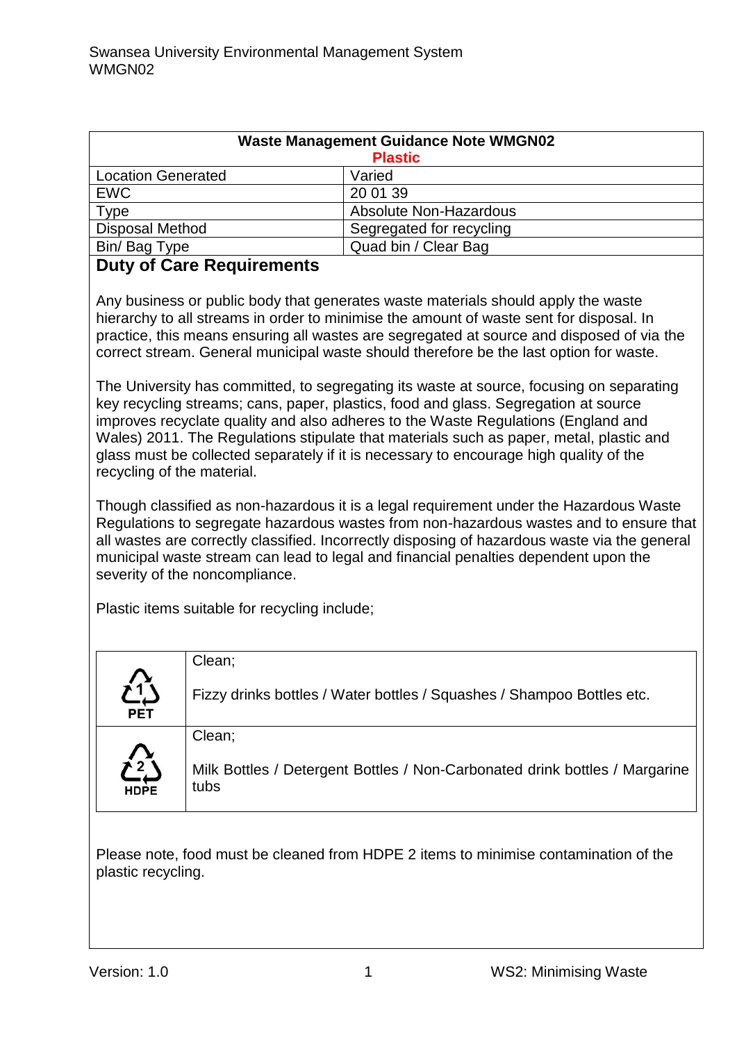| Waste Management Guidance Note WMGN02 Plastic | |
|---|---|
| Location Generated | Varied |
| EWC | 20 01 39 |
| Type | Absolute Non-Hazardous |
| Disposal Method | Segregated for recycling |
| Bin/ Bag Type | Quad bin / Clear Bag |

## Duty of Care Requirements

Any business or public body that generates waste materials should apply the waste hierarchy to all streams in order to minimise the amount of waste sent for disposal. In practice, this means ensuring all wastes are segregated at source and disposed of via the correct stream. General municipal waste should therefore be the last option for waste.

The University has committed, to segregating its waste at source, focusing on separating key recycling streams; cans, paper, plastics, food and glass. Segregation at source improves recyclate quality and also adheres to the Waste Regulations (England and Wales) 2011. The Regulations stipulate that materials such as paper, metal, plastic and glass must be collected separately if it is necessary to encourage high quality of the recycling of the material.

Though classified as non-hazardous it is a legal requirement under the Hazardous Waste Regulations to segregate hazardous wastes from non-hazardous wastes and to ensure that all wastes are correctly classified. Incorrectly disposing of hazardous waste via the general municipal waste stream can lead to legal and financial penalties dependent upon the severity of the noncompliance.

Plastic items suitable for recycling include;

| | |
|---|---|
| 1 PET | Clean;<br><br>Fizzy drinks bottles / Water bottles / Squashes / Shampoo Bottles etc. |
| 2 HDPE | Clean;<br><br>Milk Bottles / Detergent Bottles / Non-Carbonated drink bottles / Margarine tubs |

Please note, food must be cleaned from HDPE 2 items to minimise contamination of the plastic recycling.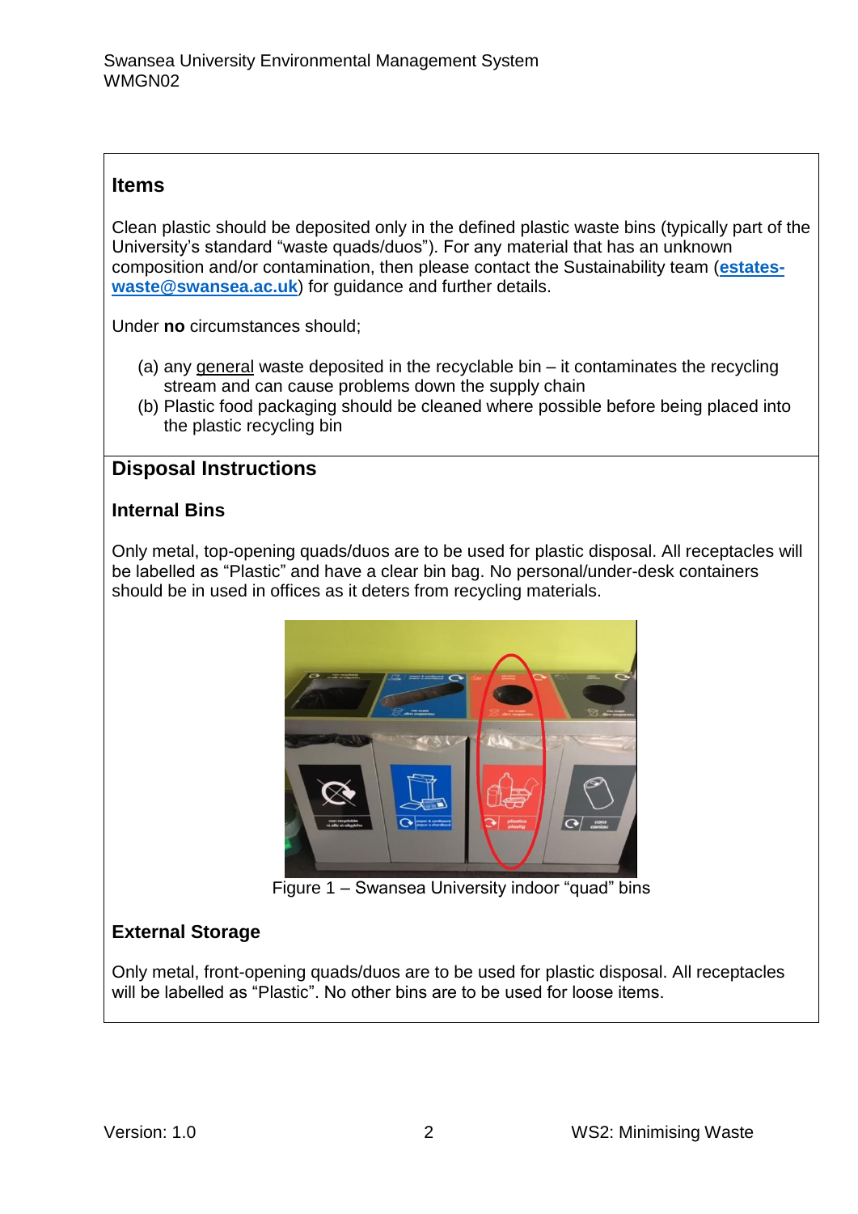## Items

Clean plastic should be deposited only in the defined plastic waste bins (typically part of the University's standard "waste quads/duos"). For any material that has an unknown composition and/or contamination, then please contact the Sustainability team (**estates-waste@swansea.ac.uk**) for guidance and further details.

Under **no** circumstances should;

(a) any general waste deposited in the recyclable bin – it contaminates the recycling stream and can cause problems down the supply chain
(b) Plastic food packaging should be cleaned where possible before being placed into the plastic recycling bin

## Disposal Instructions

### Internal Bins

Only metal, top-opening quads/duos are to be used for plastic disposal. All receptacles will be labelled as "Plastic" and have a clear bin bag. No personal/under-desk containers should be in used in offices as it deters from recycling materials.

Figure 1 – Swansea University indoor "quad" bins

### External Storage

Only metal, front-opening quads/duos are to be used for plastic disposal. All receptacles will be labelled as "Plastic". No other bins are to be used for loose items.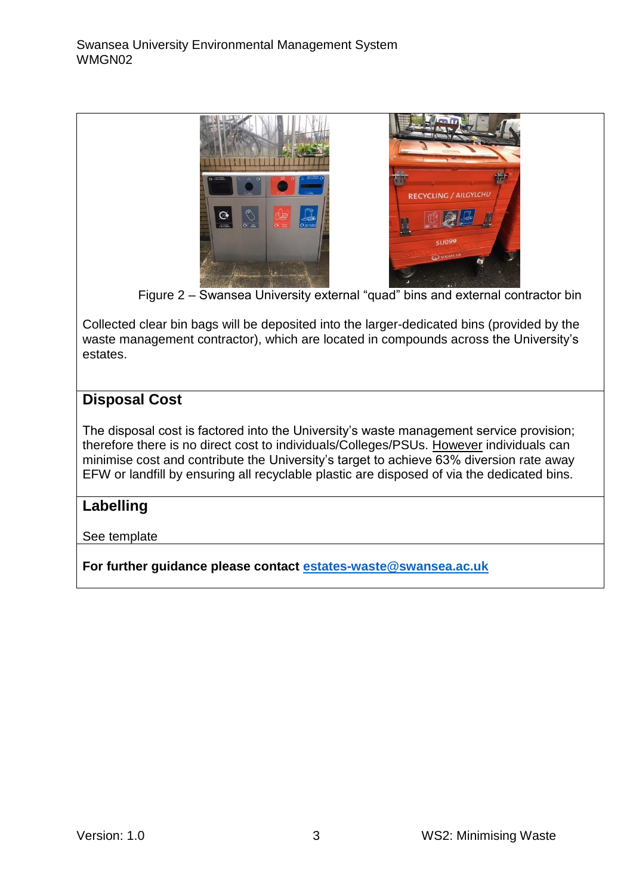Figure 2 – Swansea University external “quad” bins and external contractor bin

Collected clear bin bags will be deposited into the larger-dedicated bins (provided by the waste management contractor), which are located in compounds across the University’s estates.

## Disposal Cost

The disposal cost is factored into the University’s waste management service provision; therefore there is no direct cost to individuals/Colleges/PSUs. However individuals can minimise cost and contribute the University’s target to achieve 63% diversion rate away EFW or landfill by ensuring all recyclable plastic are disposed of via the dedicated bins.

## Labelling

See template

**For further guidance please contact [estates-waste@swansea.ac.uk](mailto:estates-waste@swansea.ac.uk)**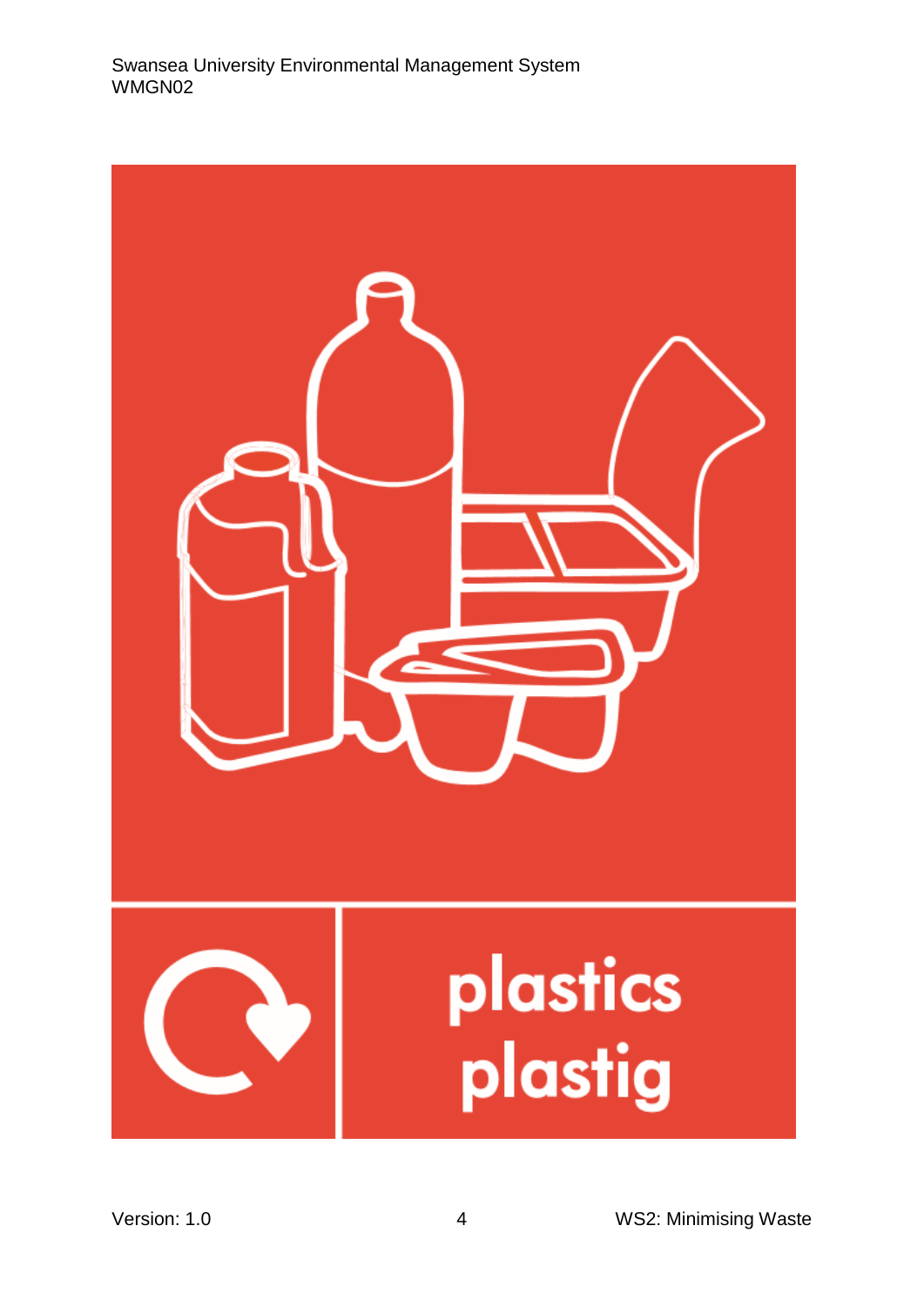plastics
plastig